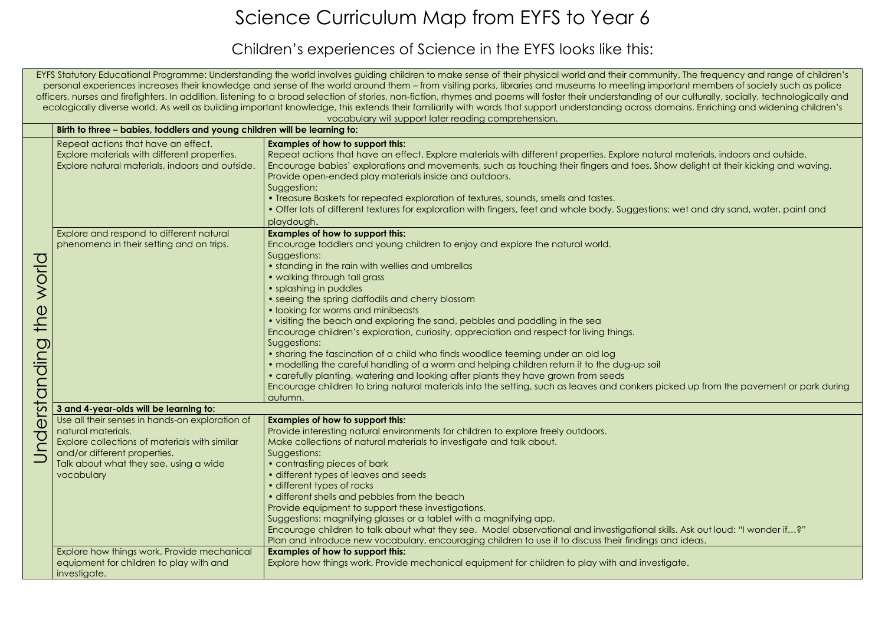# Science Curriculum Map from EYFS to Year 6

## Children's experiences of Science in the EYFS looks like this:

EYFS Statutory Educational Programme: Understanding the world involves guiding children to make sense of their physical world and their community. The frequency and range of children's personal experiences increases their knowledge and sense of the world around them – from visiting parks, libraries and museums to meeting important members of society such as police officers, nurses and firefighters. In addition, listening to a broad selection of stories, non-fiction, rhymes and poems will foster their understanding of our culturally, socially, technologically and ecologically diverse world. As well as building important knowledge, this extends their familiarity with words that support understanding across domains. Enriching and widening children's vocabulary will support later reading comprehension.

| Understanding the world | | |
|---|---|---|
| | **Birth to three – babies, toddlers and young children will be learning to:** | |
| | Repeat actions that have an effect.<br>Explore materials with different properties.<br>Explore natural materials, indoors and outside. | **Examples of how to support this:**<br>Repeat actions that have an effect. Explore materials with different properties. Explore natural materials, indoors and outside.<br>Encourage babies' explorations and movements, such as touching their fingers and toes. Show delight at their kicking and waving.<br>Provide open-ended play materials inside and outdoors.<br>Suggestion:<br>• Treasure Baskets for repeated exploration of textures, sounds, smells and tastes.<br>• Offer lots of different textures for exploration with fingers, feet and whole body. Suggestions: wet and dry sand, water, paint and playdough. |
| | Explore and respond to different natural phenomena in their setting and on trips. | **Examples of how to support this:**<br>Encourage toddlers and young children to enjoy and explore the natural world.<br>Suggestions:<br>• standing in the rain with wellies and umbrellas<br>• walking through tall grass<br>• splashing in puddles<br>• seeing the spring daffodils and cherry blossom<br>• looking for worms and minibeasts<br>• visiting the beach and exploring the sand, pebbles and paddling in the sea<br>Encourage children's exploration, curiosity, appreciation and respect for living things.<br>Suggestions:<br>• sharing the fascination of a child who finds woodlice teeming under an old log<br>• modelling the careful handling of a worm and helping children return it to the dug-up soil<br>• carefully planting, watering and looking after plants they have grown from seeds<br>Encourage children to bring natural materials into the setting, such as leaves and conkers picked up from the pavement or park during autumn. |
| | **3 and 4-year-olds will be learning to:** | |
| | Use all their senses in hands-on exploration of natural materials.<br>Explore collections of materials with similar and/or different properties.<br>Talk about what they see, using a wide vocabulary | **Examples of how to support this:**<br>Provide interesting natural environments for children to explore freely outdoors.<br>Make collections of natural materials to investigate and talk about.<br>Suggestions:<br>• contrasting pieces of bark<br>• different types of leaves and seeds<br>• different types of rocks<br>• different shells and pebbles from the beach<br>Provide equipment to support these investigations.<br>Suggestions: magnifying glasses or a tablet with a magnifying app.<br>Encourage children to talk about what they see. Model observational and investigational skills. Ask out loud: "I wonder if…?"<br>Plan and introduce new vocabulary, encouraging children to use it to discuss their findings and ideas. |
| | Explore how things work. Provide mechanical equipment for children to play with and investigate. | **Examples of how to support this:**<br>Explore how things work. Provide mechanical equipment for children to play with and investigate. |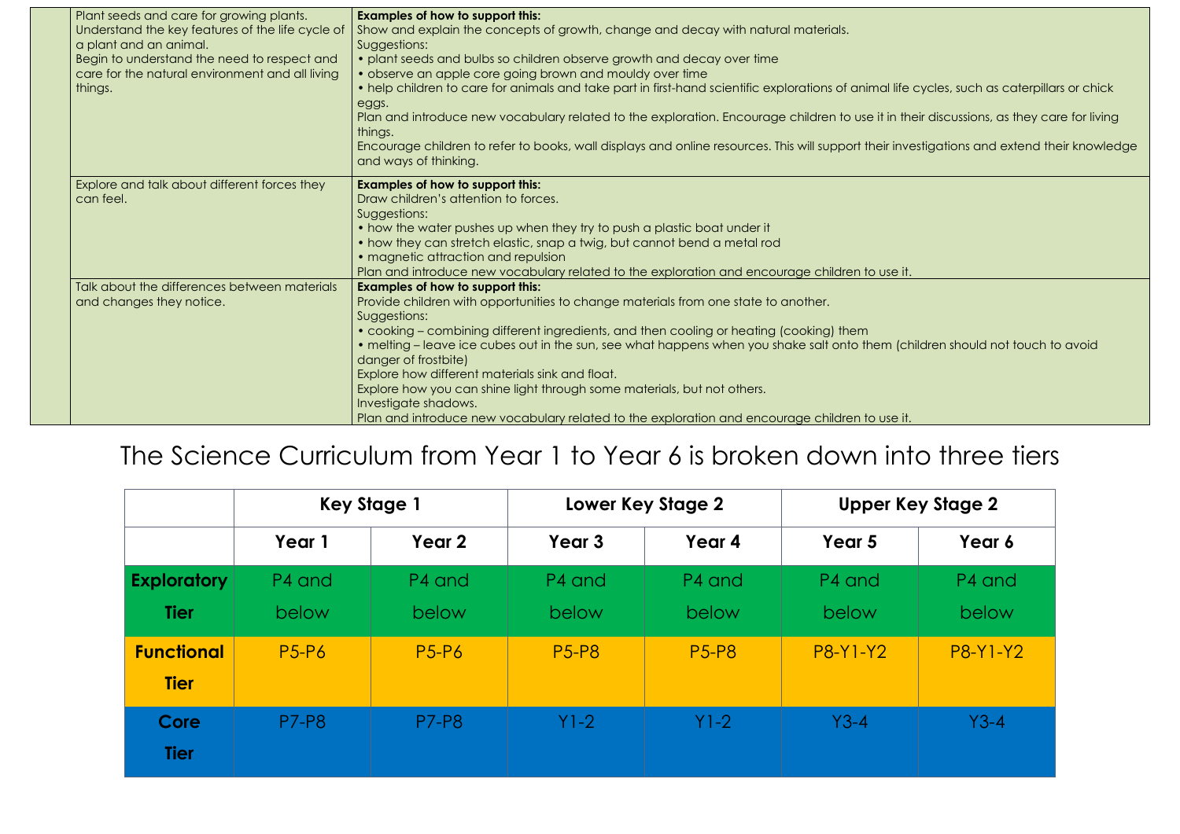| | | |
|---|---|---|
| | Plant seeds and care for growing plants.<br>Understand the key features of the life cycle of a plant and an animal.<br>Begin to understand the need to respect and care for the natural environment and all living things. | **Examples of how to support this:**<br>Show and explain the concepts of growth, change and decay with natural materials.<br>Suggestions:<br>• plant seeds and bulbs so children observe growth and decay over time<br>• observe an apple core going brown and mouldy over time<br>• help children to care for animals and take part in first-hand scientific explorations of animal life cycles, such as caterpillars or chick eggs.<br>Plan and introduce new vocabulary related to the exploration. Encourage children to use it in their discussions, as they care for living things.<br>Encourage children to refer to books, wall displays and online resources. This will support their investigations and extend their knowledge and ways of thinking. |
| | Explore and talk about different forces they can feel. | **Examples of how to support this:**<br>Draw children's attention to forces.<br>Suggestions:<br>• how the water pushes up when they try to push a plastic boat under it<br>• how they can stretch elastic, snap a twig, but cannot bend a metal rod<br>• magnetic attraction and repulsion<br>Plan and introduce new vocabulary related to the exploration and encourage children to use it. |
| | Talk about the differences between materials and changes they notice. | **Examples of how to support this:**<br>Provide children with opportunities to change materials from one state to another.<br>Suggestions:<br>• cooking – combining different ingredients, and then cooling or heating (cooking) them<br>• melting – leave ice cubes out in the sun, see what happens when you shake salt onto them (children should not touch to avoid danger of frostbite)<br>Explore how different materials sink and float.<br>Explore how you can shine light through some materials, but not others.<br>Investigate shadows.<br>Plan and introduce new vocabulary related to the exploration and encourage children to use it. |

# The Science Curriculum from Year 1 to Year 6 is broken down into three tiers

| | Key Stage 1 | | Lower Key Stage 2 | | Upper Key Stage 2 | |
|---|---|---|---|---|---|---|
| | **Year 1** | **Year 2** | **Year 3** | **Year 4** | **Year 5** | **Year 6** |
| **Exploratory Tier** | P4 and below | P4 and below | P4 and below | P4 and below | P4 and below | P4 and below |
| **Functional Tier** | P5-P6 | P5-P6 | P5-P8 | P5-P8 | P8-Y1-Y2 | P8-Y1-Y2 |
| **Core Tier** | P7-P8 | P7-P8 | Y1-2 | Y1-2 | Y3-4 | Y3-4 |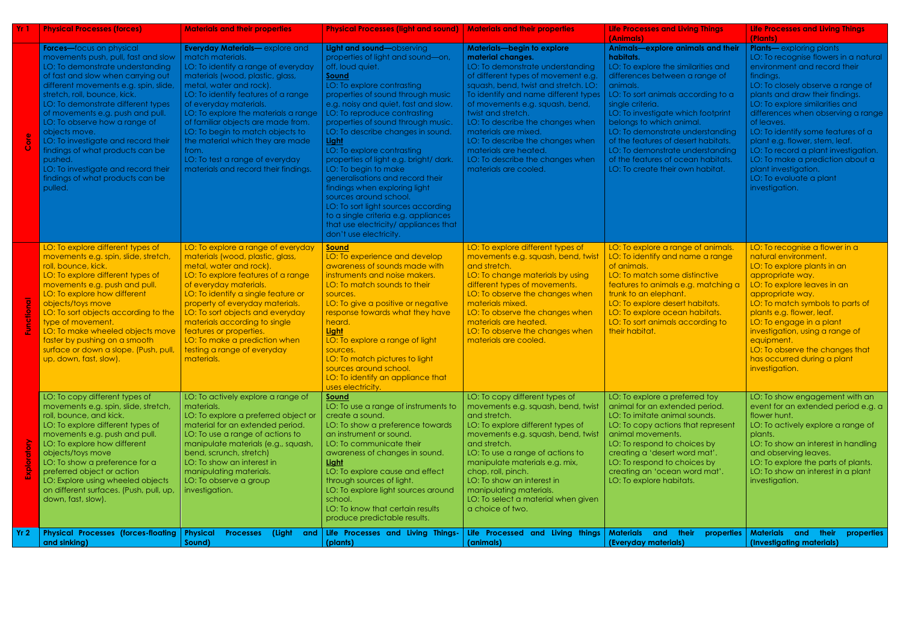| Yr 1 | Physical Processes (forces) | Materials and their properties | Physical Processes (light and sound) | Materials and their properties | Life Processes and Living Things (Animals) | Life Processes and Living Things (Plants) |
|---|---|---|---|---|---|---|
| Core | **Forces—**focus on physical movements push, pull, fast and slow<br>LO: To demonstrate understanding of fast and slow when carrying out different movements e.g. spin, slide, stretch, roll, bounce, kick.<br>LO: To demonstrate different types of movements e.g. push and pull.<br>LO: To observe how a range of objects move.<br>LO: To investigate and record their findings of what products can be pushed.<br>LO: To investigate and record their findings of what products can be pulled. | **Everyday Materials—** explore and match materials.<br>LO: To identify a range of everyday materials (wood, plastic, glass, metal, water and rock).<br>LO: To identify features of a range of everyday materials.<br>LO: To explore the materials a range of familiar objects are made from.<br>LO: To begin to match objects to the material which they are made from.<br>LO: To test a range of everyday materials and record their findings. | **Light and sound—**observing properties of light and sound—on, off, loud quiet.<br>**Sound**<br>LO: To explore contrasting properties of sound through music e.g. noisy and quiet, fast and slow.<br>LO: To reproduce contrasting properties of sound through music.<br>LO: To describe changes in sound.<br>**Light**<br>LO: To explore contrasting properties of light e.g. bright/ dark.<br>LO: To begin to make generalisations and record their findings when exploring light sources around school.<br>LO: To sort light sources according to a single criteria e.g. appliances that use electricity/ appliances that don't use electricity. | **Materials—begin to explore material changes.**<br>LO: To demonstrate understanding of different types of movement e.g. squash, bend, twist and stretch. LO: To identify and name different types of movements e.g. squash, bend, twist and stretch.<br>LO: To describe the changes when materials are mixed.<br>LO: To describe the changes when materials are heated.<br>LO: To describe the changes when materials are cooled. | **Animals—explore animals and their habitats.**<br>LO: To explore the similarities and differences between a range of animals.<br>LO: To sort animals according to a single criteria.<br>LO: To investigate which footprint belongs to which animal.<br>LO: To demonstrate understanding of the features of desert habitats.<br>LO: To demonstrate understanding of the features of ocean habitats.<br>LO: To create their own habitat. | **Plants—** exploring plants<br>LO: To recognise flowers in a natural environment and record their findings.<br>LO: To closely observe a range of plants and draw their findings.<br>LO: To explore similarities and differences when observing a range of leaves.<br>LO: To identify some features of a plant e.g. flower, stem, leaf.<br>LO: To record a plant investigation.<br>LO: To make a prediction about a plant investigation.<br>LO: To evaluate a plant investigation. |
| Functional | LO: To explore different types of movements e.g. spin, slide, stretch, roll, bounce, kick.<br>LO: To explore different types of movements e.g. push and pull.<br>LO: To explore how different objects/toys move<br>LO: To sort objects according to the type of movement.<br>LO: To make wheeled objects move faster by pushing on a smooth surface or down a slope. (Push, pull, up, down, fast, slow). | LO: To explore a range of everyday materials (wood, plastic, glass, metal, water and rock).<br>LO: To explore features of a range of everyday materials.<br>LO: To identify a single feature or property of everyday materials.<br>LO: To sort objects and everyday materials according to single features or properties.<br>LO: To make a prediction when testing a range of everyday materials. | **Sound**<br>LO: To experience and develop awareness of sounds made with instruments and noise makers.<br>LO: To match sounds to their sources.<br>LO: To give a positive or negative response towards what they have heard.<br>**Light**<br>LO: To explore a range of light sources.<br>LO: To match pictures to light sources around school.<br>LO: To identify an appliance that uses electricity. | LO: To explore different types of movements e.g. squash, bend, twist and stretch.<br>LO: To change materials by using different types of movements.<br>LO: To observe the changes when materials mixed.<br>LO: To observe the changes when materials are heated.<br>LO: To observe the changes when materials are cooled. | LO: To explore a range of animals.<br>LO: To identify and name a range of animals.<br>LO: To match some distinctive features to animals e.g. matching a trunk to an elephant.<br>LO: To explore desert habitats.<br>LO: To explore ocean habitats.<br>LO: To sort animals according to their habitat. | LO: To recognise a flower in a natural environment.<br>LO: To explore plants in an appropriate way.<br>LO: To explore leaves in an appropriate way.<br>LO: To match symbols to parts of plants e.g. flower, leaf.<br>LO: To engage in a plant investigation, using a range of equipment.<br>LO: To observe the changes that has occurred during a plant investigation. |
| Exploratory | LO: To copy different types of movements e.g. spin, slide, stretch, roll, bounce, and kick.<br>LO: To explore different types of movements e.g. push and pull.<br>LO: To explore how different objects/toys move<br>LO: To show a preference for a preferred object or action<br>LO: Explore using wheeled objects on different surfaces. (Push, pull, up, down, fast, slow). | LO: To actively explore a range of materials.<br>LO: To explore a preferred object or material for an extended period.<br>LO: To use a range of actions to manipulate materials (e.g., squash, bend, scrunch, stretch)<br>LO: To show an interest in manipulating materials.<br>LO: To observe a group investigation. | **Sound**<br>LO: To use a range of instruments to create a sound.<br>LO: To show a preference towards an instrument or sound.<br>LO: To communicate their awareness of changes in sound.<br>**Light**<br>LO: To explore cause and effect through sources of light.<br>LO: To explore light sources around school.<br>LO: To know that certain results produce predictable results. | LO: To copy different types of movements e.g. squash, bend, twist and stretch.<br>LO: To explore different types of movements e.g. squash, bend, twist and stretch.<br>LO: To use a range of actions to manipulate materials e.g. mix, chop, roll, pinch.<br>LO: To show an interest in manipulating materials.<br>LO: To select a material when given a choice of two. | LO: To explore a preferred toy animal for an extended period.<br>LO: To imitate animal sounds.<br>LO: To copy actions that represent animal movements.<br>LO: To respond to choices by creating a 'desert word mat'.<br>LO: To respond to choices by creating an 'ocean word mat'.<br>LO: To explore habitats. | LO: To show engagement with an event for an extended period e.g. a flower hunt.<br>LO: To actively explore a range of plants.<br>LO: To show an interest in handling and observing leaves.<br>LO: To explore the parts of plants.<br>LO: To show an interest in a plant investigation. |
| Yr 2 | Physical Processes (forces-floating and sinking) | Physical Processes (Light and Sound) | Life Processes and Living Things- (plants) | Life Processed and Living things (animals) | Materials and their properties (Everyday materials) | Materials and their properties (Investigating materials) |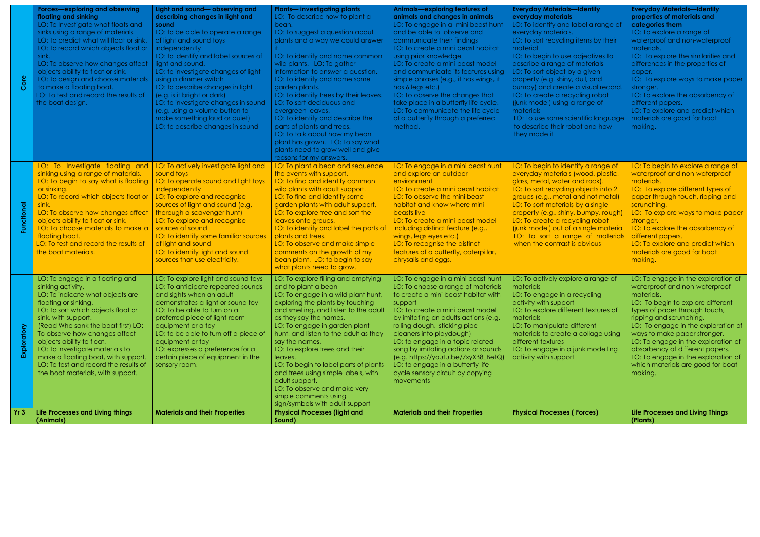| | Forces—exploring and observing floating and sinking | Light and sound— observing and describing changes in light and sound | Plants— investigating plants | Animals—exploring features of animals and changes in animals | Everyday Materials—Identify everyday materials | Everyday Materials—Identify properties of materials and categories them |
|---|---|---|---|---|---|---|
| Core | LO: To Investigate what floats and sinks using a range of materials.<br>LO: To predict what will float or sink.<br>LO: To record which objects float or sink.<br>LO: To observe how changes affect objects ability to float or sink.<br>LO: To design and choose materials to make a floating boat.<br>LO: To test and record the results of the boat design. | LO: to be able to operate a range of light and sound toys independently<br>LO: to identify and label sources of light and sound.<br>LO: to investigate changes of light – using a dimmer switch<br>LO: to describe changes in light (e.g. is it bright or dark)<br>LO: to investigate changes in sound (e.g. using a volume button to make something loud or quiet)<br>LO: to describe changes in sound | LO: To describe how to plant a bean.<br>LO: To suggest a question about plants and a way we could answer it.<br>LO: To identify and name common wild plants. LO: To gather information to answer a question.<br>LO: To identify and name some garden plants.<br>LO: To identify trees by their leaves.<br>LO: To sort deciduous and evergreen leaves.<br>LO: To identify and describe the parts of plants and trees.<br>LO: To talk about how my bean plant has grown. LO: To say what plants need to grow well and give reasons for my answers. | LO: To engage in a mini beast hunt and be able to observe and communicate their findings<br>LO: To create a mini beast habitat using prior knowledge<br>LO: To create a mini beast model and communicate its features using simple phrases (e.g., it has wings, it has 6 legs etc.)<br>LO: To observe the changes that take place in a butterfly life cycle.<br>LO: To communicate the life cycle of a butterfly through a preferred method. | LO: To identify and label a range of everyday materials.<br>LO: To sort recycling items by their material<br>LO: To begin to use adjectives to describe a range of materials<br>LO: To sort object by a given property (e.g. shiny, dull, and bumpy) and create a visual record.<br>LO: To create a recycling robot (junk model) using a range of materials<br>LO: To use some scientific language to describe their robot and how they made it | LO: To explore a range of waterproof and non-waterproof materials.<br>LO: To explore the similarities and differences in the properties of paper.<br>LO: To explore ways to make paper stronger.<br>LO: To explore the absorbency of different papers.<br>LO: To explore and predict which materials are good for boat making. |
| Functional | LO: To Investigate floating and sinking using a range of materials.<br>LO: To begin to say what is floating or sinking.<br>LO: To record which objects float or sink.<br>LO: To observe how changes affect objects ability to float or sink.<br>LO: To choose materials to make a floating boat.<br>LO: To test and record the results of the boat materials. | LO: To actively investigate light and sound toys<br>LO: To operate sound and light toys independently<br>LO: To explore and recognise sources of light and sound (e.g. thorough a scavenger hunt)<br>LO: To explore and recognise sources of sound<br>LO: To identify some familiar sources of light and sound<br>LO: To identify light and sound sources that use electricity. | LO: To plant a bean and sequence the events with support.<br>LO: To find and identify common wild plants with adult support.<br>LO: To find and identify some garden plants with adult support.<br>LO: To explore tree and sort the leaves onto groups.<br>LO: To identify and label the parts of plants and trees.<br>LO: To observe and make simple comments on the growth of my bean plant. LO: to begin to say what plants need to grow. | LO: To engage in a mini beast hunt and explore an outdoor environment<br>LO: To create a mini beast habitat<br>LO: To observe the mini beast habitat and know where mini beasts live<br>LO: To create a mini beast model including distinct feature (e.g., wings, legs eyes etc.)<br>LO: To recognise the distinct features of a butterfly, caterpillar, chrysalis and eggs. | LO: To begin to identify a range of everyday materials (wood, plastic, glass, metal, water and rock).<br>LO: To sort recycling objects into 2 groups (e.g., metal and not metal)<br>LO: To sort materials by a single property (e.g., shiny, bumpy, rough)<br>LO: To create a recycling robot (junk model) out of a single material<br>LO: To sort a range of materials when the contrast is obvious | LO: To begin to explore a range of waterproof and non-waterproof materials.<br>LO: To explore different types of paper through touch, ripping and scrunching.<br>LO: To explore ways to make paper stronger.<br>LO: To explore the absorbency of different papers.<br>LO: To explore and predict which materials are good for boat making. |
| Exploratory | LO: To engage in a floating and sinking activity.<br>LO: To indicate what objects are floating or sinking.<br>LO: To sort which objects float or sink, with support.<br>(Read Who sank the boat first) LO: To observe how changes affect objects ability to float.<br>LO: To investigate materials to make a floating boat, with support.<br>LO: To test and record the results of the boat materials, with support. | LO: To explore light and sound toys<br>LO: To anticipate repeated sounds and sights when an adult demonstrates a light or sound toy<br>LO: To be able to turn on a preferred piece of light room equipment or a toy<br>LO: to be able to turn off a piece of equipment or toy<br>LO: expresses a preference for a certain piece of equipment in the sensory room, | LO: To explore filling and emptying and to plant a bean<br>LO: To engage in a wild plant hunt, exploring the plants by touching and smelling, and listen to the adult as they say the names.<br>LO: To engage in garden plant hunt, and listen to the adult as they say the names.<br>LO: To explore trees and their leaves.<br>LO: To begin to label parts of plants and trees using simple labels, with adult support.<br>LO: To observe and make very simple comments using sign/symbols with adult support | LO: To engage in a mini beast hunt<br>LO: To choose a range of materials to create a mini beast habitat with support<br>LO: To create a mini beast model by imitating an adults actions (e.g. rolling dough, sticking pipe cleaners into playdough)<br>LO: to engage in a topic related song by imitating actions or sounds (e.g. https://youtu.be/7xyXB8_BetQ)<br>LO: to engage in a butterfly life cycle sensory circuit by copying movements | LO: To actively explore a range of materials<br>LO: To engage in a recycling activity with support<br>LO: To explore different textures of materials<br>LO: To manipulate different materials to create a collage using different textures<br>LO: To engage in a junk modelling activity with support | LO: To engage in the exploration of waterproof and non-waterproof materials.<br>LO: To begin to explore different types of paper through touch, ripping and scrunching.<br>LO: To engage in the exploration of ways to make paper stronger.<br>LO: To engage in the exploration of absorbency of different papers.<br>LO: To engage in the exploration of which materials are good for boat making. |
| Yr 3 | Life Processes and Living things (Animals) | Materials and their Properties | Physical Processes (light and Sound) | Materials and their Properties | Physical Processes ( Forces) | Life Processes and Living Things (Plants) |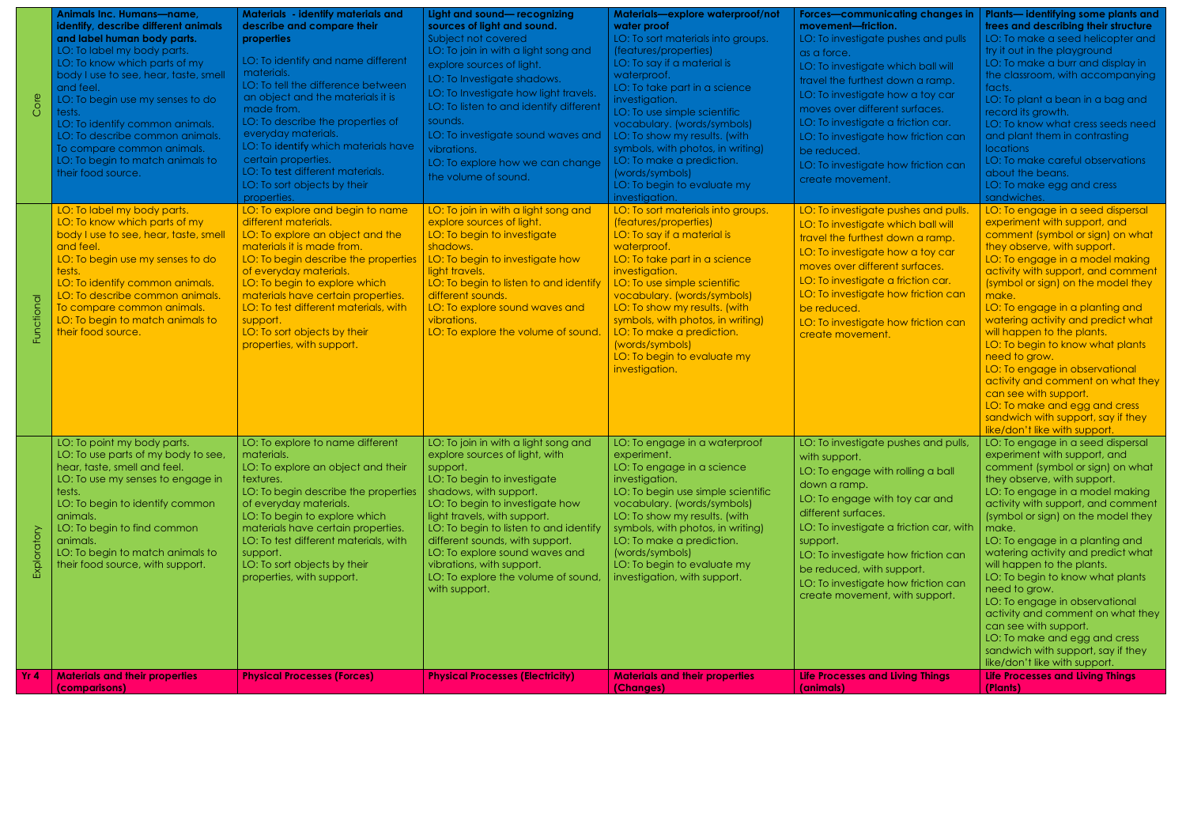| | Animals Inc. Humans—name, identify, describe different animals and label human body parts. | Materials - identify materials and describe and compare their properties | Light and sound— recognizing sources of light and sound. | Materials—explore waterproof/not water proof | Forces—communicating changes in movement—friction. | Plants— identifying some plants and trees and describing their structure |
|---|---|---|---|---|---|---|
| Core | LO: To label my body parts.<br>LO: To know which parts of my body I use to see, hear, taste, smell and feel.<br>LO: To begin use my senses to do tests.<br>LO: To identify common animals.<br>LO: To describe common animals.<br>To compare common animals.<br>LO: To begin to match animals to their food source. | LO: To identify and name different materials.<br>LO: To tell the difference between an object and the materials it is made from.<br>LO: To describe the properties of everyday materials.<br>LO: To identify which materials have certain properties.<br>LO: To test different materials.<br>LO: To sort objects by their properties. | Subject not covered<br>LO: To join in with a light song and explore sources of light.<br>LO: To investigate shadows.<br>LO: To investigate how light travels.<br>LO: To listen to and identify different sounds.<br>LO: To investigate sound waves and vibrations.<br>LO: To explore how we can change the volume of sound. | LO: To sort materials into groups. (features/properties)<br>LO: To say if a material is waterproof.<br>LO: To take part in a science investigation.<br>LO: To use simple scientific vocabulary. (words/symbols)<br>LO: To show my results. (with symbols, with photos, in writing)<br>LO: To make a prediction. (words/symbols)<br>LO: To begin to evaluate my investigation. | LO: To investigate pushes and pulls as a force.<br>LO: To investigate which ball will travel the furthest down a ramp.<br>LO: To investigate how a toy car moves over different surfaces.<br>LO: To investigate a friction car.<br>LO: To investigate how friction can be reduced.<br>LO: To investigate how friction can create movement. | LO: To make a seed helicopter and try it out in the playground<br>LO: To make a burr and display in the classroom, with accompanying facts.<br>LO: To plant a bean in a bag and record its growth.<br>LO: To know what cress seeds need and plant them in contrasting locations<br>LO: To make careful observations about the beans.<br>LO: To make egg and cress sandwiches. |
| Functional | LO: To label my body parts.<br>LO: To know which parts of my body I use to see, hear, taste, smell and feel.<br>LO: To begin use my senses to do tests.<br>LO: To identify common animals.<br>LO: To describe common animals.<br>To compare common animals.<br>LO: To begin to match animals to their food source. | LO: To explore and begin to name different materials.<br>LO: To explore an object and the materials it is made from.<br>LO: To begin describe the properties of everyday materials.<br>LO: To begin to explore which materials have certain properties.<br>LO: To test different materials, with support.<br>LO: To sort objects by their properties, with support. | LO: To join in with a light song and explore sources of light.<br>LO: To begin to investigate shadows.<br>LO: To begin to investigate how light travels.<br>LO: To begin to listen to and identify different sounds.<br>LO: To explore sound waves and vibrations.<br>LO: To explore the volume of sound. | LO: To sort materials into groups. (features/properties)<br>LO: To say if a material is waterproof.<br>LO: To take part in a science investigation.<br>LO: To use simple scientific vocabulary. (words/symbols)<br>LO: To show my results. (with symbols, with photos, in writing)<br>LO: To make a prediction. (words/symbols)<br>LO: To begin to evaluate my investigation. | LO: To investigate pushes and pulls.<br>LO: To investigate which ball will travel the furthest down a ramp.<br>LO: To investigate how a toy car moves over different surfaces.<br>LO: To investigate a friction car.<br>LO: To investigate how friction can be reduced.<br>LO: To investigate how friction can create movement. | LO: To engage in a seed dispersal experiment with support, and comment (symbol or sign) on what they observe, with support.<br>LO: To engage in a model making activity with support, and comment (symbol or sign) on the model they make.<br>LO: To engage in a planting and watering activity and predict what will happen to the plants.<br>LO: To begin to know what plants need to grow.<br>LO: To engage in observational activity and comment on what they can see with support.<br>LO: To make and egg and cress sandwich with support, say if they like/don't like with support. |
| Exploratory | LO: To point my body parts.<br>LO: To use parts of my body to see, hear, taste, smell and feel.<br>LO: To use my senses to engage in tests.<br>LO: To begin to identify common animals.<br>LO: To begin to find common animals.<br>LO: To begin to match animals to their food source, with support. | LO: To explore to name different materials.<br>LO: To explore an object and their textures.<br>LO: To begin describe the properties of everyday materials.<br>LO: To begin to explore which materials have certain properties.<br>LO: To test different materials, with support.<br>LO: To sort objects by their properties, with support. | LO: To join in with a light song and explore sources of light, with support.<br>LO: To begin to investigate shadows, with support.<br>LO: To begin to investigate how light travels, with support.<br>LO: To begin to listen to and identify different sounds, with support.<br>LO: To explore sound waves and vibrations, with support.<br>LO: To explore the volume of sound, with support. | LO: To engage in a waterproof experiment.<br>LO: To engage in a science investigation.<br>LO: To begin use simple scientific vocabulary. (words/symbols)<br>LO: To show my results. (with symbols, with photos, in writing)<br>LO: To make a prediction. (words/symbols)<br>LO: To begin to evaluate my investigation, with support. | LO: To investigate pushes and pulls, with support.<br>LO: To engage with rolling a ball down a ramp.<br>LO: To engage with toy car and different surfaces.<br>LO: To investigate a friction car, with support.<br>LO: To investigate how friction can be reduced, with support.<br>LO: To investigate how friction can create movement, with support. | LO: To engage in a seed dispersal experiment with support, and comment (symbol or sign) on what they observe, with support.<br>LO: To engage in a model making activity with support, and comment (symbol or sign) on the model they make.<br>LO: To engage in a planting and watering activity and predict what will happen to the plants.<br>LO: To begin to know what plants need to grow.<br>LO: To engage in observational activity and comment on what they can see with support.<br>LO: To make and egg and cress sandwich with support, say if they like/don't like with support. |
| **Yr 4** | **Materials and their properties (comparisons)** | **Physical Processes (Forces)** | **Physical Processes (Electricity)** | **Materials and their properties (Changes)** | **Life Processes and Living Things (animals)** | **Life Processes and Living Things (Plants)** |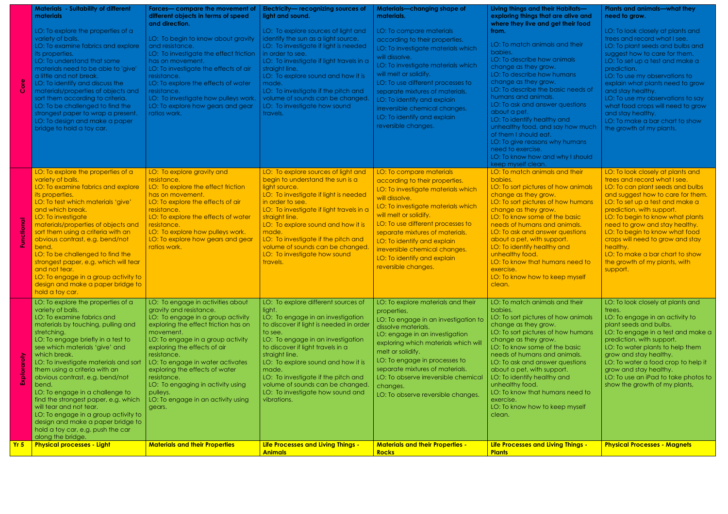| | Materials - Suitability of different materials | Forces— compare the movement of different objects in terms of speed and direction. | Electricity— recognizing sources of light and sound. | Materials—changing shape of materials. | Living things and their Habitats—exploring things that are alive and where they live and get their food from. | Plants and animals—what they need to grow. |
|---|---|---|---|---|---|---|
| Core | LO: To explore the properties of a variety of balls.<br>LO: To examine fabrics and explore its properties.<br>LO: To understand that some materials need to be able to 'give' a little and not break.<br>LO: To identify and discuss the materials/properties of objects and sort them according to criteria.<br>LO: To be challenged to find the strongest paper to wrap a present.<br>LO: To design and make a paper bridge to hold a toy car. | LO: To begin to know about gravity and resistance.<br>LO: To investigate the effect friction has on movement.<br>LO: To investigate the effects of air resistance.<br>LO: To explore the effects of water resistance.<br>LO: To investigate how pulleys work.<br>LO: To explore how gears and gear ratios work. | LO: To explore sources of light and identify the sun as a light source.<br>LO: To investigate if light is needed in order to see.<br>LO: To investigate if light travels in a straight line.<br>LO: To explore sound and how it is made.<br>LO: To investigate if the pitch and volume of sounds can be changed.<br>LO: To investigate how sound travels. | LO: To compare materials according to their properties.<br>LO: To investigate materials which will dissolve.<br>LO: To investigate materials which will melt or solidify.<br>LO: To use different processes to separate mixtures of materials.<br>LO: To identify and explain irreversible chemical changes.<br>LO: To identify and explain reversible changes. | LO: To match animals and their babies.<br>LO: To describe how animals change as they grow.<br>LO: To describe how humans change as they grow.<br>LO: To describe the basic needs of humans and animals.<br>LO: To ask and answer questions about a pet.<br>LO: To identify healthy and unhealthy food, and say how much of them I should eat.<br>LO: To give reasons why humans need to exercise.<br>LO: To know how and why I should keep myself clean. | LO: To look closely at plants and trees and record what I see.<br>LO: To plant seeds and bulbs and suggest how to care for them.<br>LO: To set up a test and make a prediction.<br>LO: To use my observations to explain what plants need to grow and stay healthy.<br>LO: To use my observations to say what food crops will need to grow and stay healthy.<br>LO: To make a bar chart to show the growth of my plants. |
| Functional | LO: To explore the properties of a variety of balls.<br>LO: To examine fabrics and explore its properties.<br>LO: To test which materials 'give' and which break.<br>LO: To investigate materials/properties of objects and sort them using a criteria with an obvious contrast, e.g. bend/not bend.<br>LO: To be challenged to find the strongest paper, e.g. which will tear and not tear.<br>LO: To engage in a group activity to design and make a paper bridge to hold a toy car. | LO: To explore gravity and resistance.<br>LO: To explore the effect friction has on movement.<br>LO: To explore the effects of air resistance.<br>LO: To explore the effects of water resistance.<br>LO: To explore how pulleys work.<br>LO: To explore how gears and gear ratios work. | LO: To explore sources of light and begin to understand the sun is a light source.<br>LO: To investigate if light is needed in order to see.<br>LO: To investigate if light travels in a straight line.<br>LO: To explore sound and how it is made.<br>LO: To investigate if the pitch and volume of sounds can be changed.<br>LO: To investigate how sound travels. | LO: To compare materials according to their properties.<br>LO: To investigate materials which will dissolve.<br>LO: To investigate materials which will melt or solidify.<br>LO: To use different processes to separate mixtures of materials.<br>LO: To identify and explain irreversible chemical changes.<br>LO: To identify and explain reversible changes. | LO: To match animals and their babies.<br>LO: To sort pictures of how animals change as they grow.<br>LO: To sort pictures of how humans change as they grow.<br>LO: To know some of the basic needs of humans and animals.<br>LO: To ask and answer questions about a pet, with support.<br>LO: To identify healthy and unhealthy food.<br>LO: To know that humans need to exercise.<br>LO: To know how to keep myself clean. | LO: To look closely at plants and trees and record what I see.<br>LO: To can plant seeds and bulbs and suggest how to care for them.<br>LO: To set up a test and make a prediction, with support.<br>LO: To begin to know what plants need to grow and stay healthy.<br>LO: To begin to know what food crops will need to grow and stay healthy.<br>LO: To make a bar chart to show the growth of my plants, with support. |
| Explorarotу | LO: To explore the properties of a variety of balls.<br>LO: To examine fabrics and materials by touching, pulling and stretching.<br>LO: To engage briefly in a test to see which materials 'give' and which break.<br>LO: To investigate materials and sort them using a criteria with an obvious contrast, e.g. bend/not bend.<br>LO: To engage in a challenge to find the strongest paper, e.g. which will tear and not tear.<br>LO: To engage in a group activity to design and make a paper bridge to hold a toy car, e.g. push the car along the bridge. | LO: To engage in activities about gravity and resistance.<br>LO: To engage in a group activity exploring the effect friction has on movement.<br>LO: To engage in a group activity exploring the effects of air resistance.<br>LO: To engage in water activates exploring the effects of water resistance.<br>LO: To engaging in activity using pulleys.<br>LO: To engage in an activity using gears. | LO: To explore different sources of light.<br>LO: To engage in an investigation to discover if light is needed in order to see.<br>LO: To engage in an investigation to discover if light travels in a straight line.<br>LO: To explore sound and how it is made.<br>LO: To investigate if the pitch and volume of sounds can be changed.<br>LO: To investigate how sound and vibrations. | LO: To explore materials and their properties.<br>LO: To engage in an investigation to dissolve materials.<br>LO: engage in an investigation exploring which materials which will melt or solidify.<br>LO: To engage in processes to separate mixtures of materials.<br>LO: To observe irreversible chemical changes.<br>LO: To observe reversible changes. | LO: To match animals and their babies.<br>LO: To sort pictures of how animals change as they grow.<br>LO: To sort pictures of how humans change as they grow.<br>LO: To know some of the basic needs of humans and animals.<br>LO: To ask and answer questions about a pet, with support.<br>LO: To identify healthy and unhealthy food.<br>LO: To know that humans need to exercise.<br>LO: To know how to keep myself clean. | LO: To look closely at plants and trees.<br>LO: To engage in an activity to plant seeds and bulbs.<br>LO: To engage in a test and make a prediction, with support.<br>LO: To water plants to help them grow and stay healthy.<br>LO: To water a food crop to help it grow and stay healthy.<br>LO: To use an iPad to take photos to show the growth of my plants, |
| **Yr 5** | **Physical processes - Light** | **Materials and their Properties** | **Life Processes and Living Things - Animals** | **Materials and their Properties - Rocks** | **Life Processes and Living Things - Plants** | **Physical Processes - Magnets** |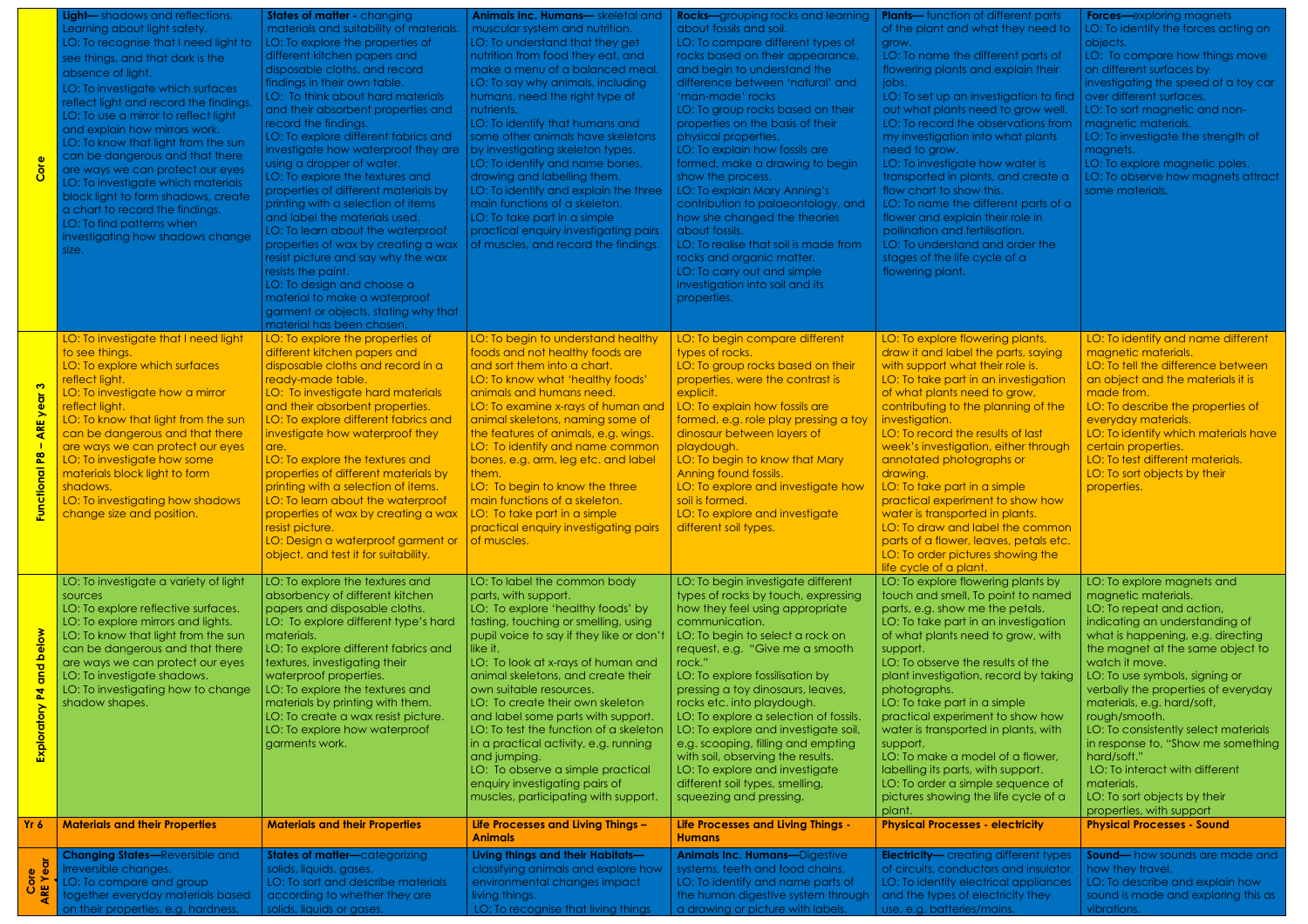| | | | | | | |
|---|---|---|---|---|---|---|
| **Core** | **Light—** shadows and reflections. Learning about light safety.<br>LO: To recognise that I need light to see things, and that dark is the absence of light.<br>LO: To investigate which surfaces reflect light and record the findings.<br>LO: To use a mirror to reflect light and explain how mirrors work.<br>LO: To know that light from the sun can be dangerous and that there are ways we can protect our eyes<br>LO: To investigate which materials block light to form shadows, create a chart to record the findings.<br>LO: To find patterns when investigating how shadows change size. | **States of matter -** changing materials and suitability of materials.<br>LO: To explore the properties of different kitchen papers and disposable cloths, and record findings in their own table.<br>LO: To think about hard materials and their absorbent properties and record the findings.<br>LO: To explore different fabrics and investigate how waterproof they are using a dropper of water.<br>LO: To explore the textures and properties of different materials by printing with a selection of items and label the materials used.<br>LO: To learn about the waterproof properties of wax by creating a wax resist picture and say why the wax resists the paint.<br>LO: To design and choose a material to make a waterproof garment or objects, stating why that material has been chosen. | **Animals Inc. Humans—** skeletal and muscular system and nutrition.<br>LO: To understand that they get nutrition from food they eat, and make a menu of a balanced meal.<br>LO: To say why animals, including humans, need the right type of nutrients.<br>LO: To identify that humans and some other animals have skeletons by investigating skeleton types.<br>LO: To identify and name bones, drawing and labelling them.<br>LO: To identify and explain the three main functions of a skeleton.<br>LO: To take part in a simple practical enquiry investigating pairs of muscles, and record the findings. | **Rocks—**grouping rocks and learning about fossils and soil.<br>LO: To compare different types of rocks based on their appearance, and begin to understand the difference between 'natural' and 'man-made' rocks<br>LO: To group rocks based on their properties on the basis of their physical properties.<br>LO: To explain how fossils are formed, make a drawing to begin show the process.<br>LO: To explain Mary Anning's contribution to palaeontology, and how she changed the theories about fossils.<br>LO: To realise that soil is made from rocks and organic matter.<br>LO: To carry out and simple investigation into soil and its properties. | **Plants—** function of different parts of the plant and what they need to grow.<br>LO: To name the different parts of flowering plants and explain their jobs.<br>LO: To set up an investigation to find out what plants need to grow well.<br>LO: To record the observations from my investigation into what plants need to grow.<br>LO: To investigate how water is transported in plants, and create a flow chart to show this.<br>LO: To name the different parts of a flower and explain their role in pollination and fertilisation.<br>LO: To understand and order the stages of the life cycle of a flowering plant. | **Forces—**exploring magnets<br>LO: To identify the forces acting on objects.<br>LO: To compare how things move on different surfaces by investigating the speed of a toy car over different surfaces.<br>LO: To sort magnetic and non-magnetic materials.<br>LO: To investigate the strength of magnets.<br>LO: To explore magnetic poles.<br>LO: To observe how magnets attract some materials. |
| **Functional P8 – ARE year 3** | LO: To investigate that I need light to see things.<br>LO: To explore which surfaces reflect light.<br>LO: To investigate how a mirror reflect light.<br>LO: To know that light from the sun can be dangerous and that there are ways we can protect our eyes<br>LO: To investigate how some materials block light to form shadows.<br>LO: To investigating how shadows change size and position. | LO: To explore the properties of different kitchen papers and disposable cloths and record in a ready-made table.<br>LO: To investigate hard materials and their absorbent properties.<br>LO: To explore different fabrics and investigate how waterproof they are.<br>LO: To explore the textures and properties of different materials by printing with a selection of items.<br>LO: To learn about the waterproof properties of wax by creating a wax resist picture.<br>LO: Design a waterproof garment or object, and test it for suitability. | LO: To begin to understand healthy foods and not healthy foods are and sort them into a chart.<br>LO: To know what 'healthy foods' animals and humans need.<br>LO: To examine x-rays of human and animal skeletons, naming some of the features of animals, e.g. wings.<br>LO: To identify and name common bones, e.g. arm, leg etc. and label them.<br>LO: To begin to know the three main functions of a skeleton.<br>LO: To take part in a simple practical enquiry investigating pairs of muscles. | LO: To begin compare different types of rocks.<br>LO: To group rocks based on their properties, were the contrast is explicit.<br>LO: To explain how fossils are formed, e.g. role play pressing a toy dinosaur between layers of playdough.<br>LO: To begin to know that Mary Anning found fossils.<br>LO: To explore and investigate how soil is formed.<br>LO: To explore and investigate different soil types. | LO: To explore flowering plants, draw it and label the parts, saying with support what their role is.<br>LO: To take part in an investigation of what plants need to grow, contributing to the planning of the investigation.<br>LO: To record the results of last week's investigation, either through annotated photographs or drawing.<br>LO: To take part in a simple practical experiment to show how water is transported in plants.<br>LO: To draw and label the common parts of a flower, leaves, petals etc.<br>LO: To order pictures showing the life cycle of a plant. | LO: To identify and name different magnetic materials.<br>LO: To tell the difference between an object and the materials it is made from.<br>LO: To describe the properties of everyday materials.<br>LO: To identify which materials have certain properties.<br>LO: To test different materials.<br>LO: To sort objects by their properties. |
| **Exploratory P4 and below** | LO: To investigate a variety of light sources<br>LO: To explore reflective surfaces.<br>LO: To explore mirrors and lights.<br>LO: To know that light from the sun can be dangerous and that there are ways we can protect our eyes<br>LO: To investigate shadows.<br>LO: To investigating how to change shadow shapes. | LO: To explore the textures and absorbency of different kitchen papers and disposable cloths.<br>LO: To explore different type's hard materials.<br>LO: To explore different fabrics and textures, investigating their waterproof properties.<br>LO: To explore the textures and materials by printing with them.<br>LO: To create a wax resist picture.<br>LO: To explore how waterproof garments work. | LO: To label the common body parts, with support.<br>LO: To explore 'healthy foods' by tasting, touching or smelling, using pupil voice to say if they like or don't like it.<br>LO: To look at x-rays of human and animal skeletons, and create their own suitable resources.<br>LO: To create their own skeleton and label some parts with support.<br>LO: To test the function of a skeleton in a practical activity, e.g. running and jumping.<br>LO: To observe a simple practical enquiry investigating pairs of muscles, participating with support. | LO: To begin investigate different types of rocks by touch, expressing how they feel using appropriate communication.<br>LO: To begin to select a rock on request, e.g. "Give me a smooth rock."<br>LO: To explore fossilisation by pressing a toy dinosaurs, leaves, rocks etc. into playdough.<br>LO: To explore a selection of fossils.<br>LO: To explore and investigate soil, e.g. scooping, filling and emptying with soil, observing the results.<br>LO: To explore and investigate different soil types, smelling, squeezing and pressing. | LO: To explore flowering plants by touch and smell. To point to named parts, e.g. show me the petals.<br>LO: To take part in an investigation of what plants need to grow, with support.<br>LO: To observe the results of the plant investigation, record by taking photographs.<br>LO: To take part in a simple practical experiment to show how water is transported in plants, with support.<br>LO: To make a model of a flower, labelling its parts, with support.<br>LO: To order a simple sequence of pictures showing the life cycle of a plant. | LO: To explore magnets and magnetic materials.<br>LO: To repeat and action, indicating an understanding of what is happening, e.g. directing the magnet at the same object to watch it move.<br>LO: To use symbols, signing or verbally the properties of everyday materials, e.g. hard/soft, rough/smooth.<br>LO: To consistently select materials in response to, "Show me something hard/soft."<br>LO: To interact with different materials.<br>LO: To sort objects by their properties, with support |
| **Yr 6** | **Materials and their Properties** | **Materials and their Properties** | **Life Processes and Living Things – Animals** | **Life Processes and Living Things - Humans** | **Physical Processes - electricity** | **Physical Processes - Sound** |
| **Core ARE Year** | **Changing States—**Reversible and Irreversible changes.<br>LO: To compare and group together everyday materials based on their properties, e.g. hardness, | **States of matter—**categorizing solids, liquids, gases.<br>LO: To sort and describe materials according to whether they are solids, liquids or gases. | **Living things and their Habitats—** classifying animals and explore how environmental changes impact living things.<br>LO: To recognise that living things | **Animals Inc. Humans—**Digestive systems, teeth and food chains.<br>LO: To identify and name parts of the human digestive system through a drawing or picture with labels. | **Electricity—** creating different types of circuits, conductors and insulator.<br>LO: To identify electrical appliances and the types of electricity they use, e.g. batteries/mains. | **Sound—** how sounds are made and how they travel.<br>LO: To describe and explain how sound is made and exploring this as vibrations. |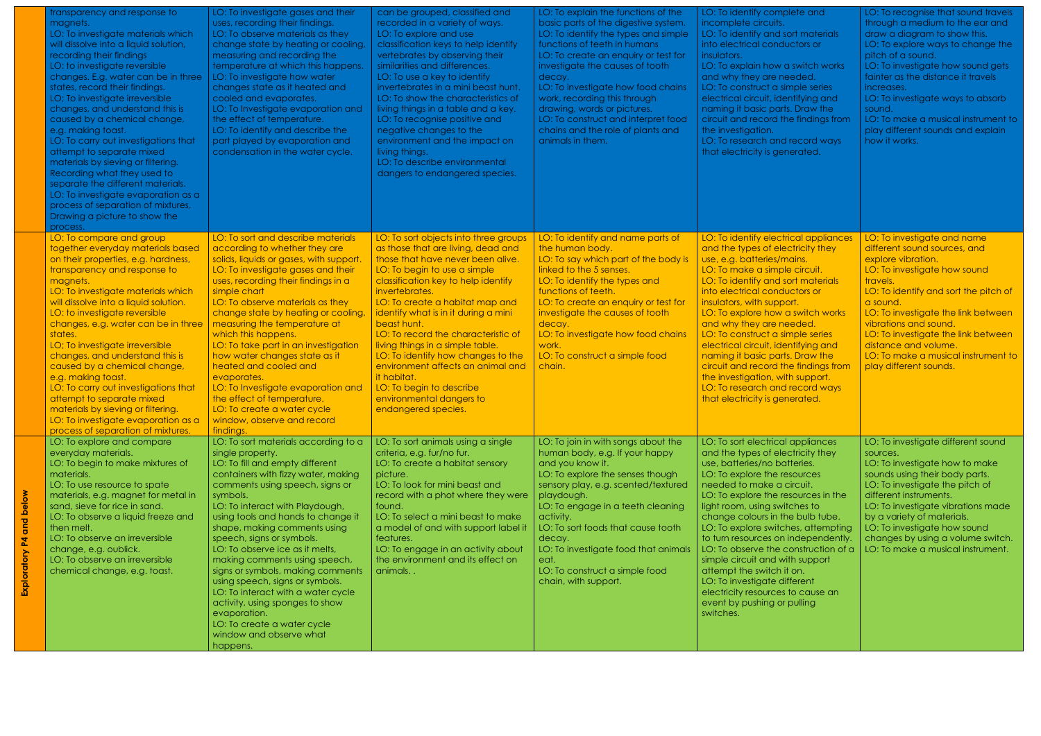| | | | | | | |
|---|---|---|---|---|---|---|
| | transparency and response to magnets.<br>LO: To investigate materials which will dissolve into a liquid solution, recording their findings<br>LO: to investigate reversible changes. E.g. water can be in three states, record their findings.<br>LO: To investigate irreversible changes, and understand this is caused by a chemical change, e.g. making toast.<br>LO: To carry out investigations that attempt to separate mixed materials by sieving or filtering. Recording what they used to separate the different materials.<br>LO: To investigate evaporation as a process of separation of mixtures. Drawing a picture to show the process. | LO: To investigate gases and their uses, recording their findings.<br>LO: To observe materials as they change state by heating or cooling, measuring and recording the temperature at which this happens.<br>LO: To investigate how water changes state as it heated and cooled and evaporates.<br>LO: To Investigate evaporation and the effect of temperature.<br>LO: To identify and describe the part played by evaporation and condensation in the water cycle. | can be grouped, classified and recorded in a variety of ways.<br>LO: To explore and use classification keys to help identify vertebrates by observing their similarities and differences.<br>LO: To use a key to identify invertebrates in a mini beast hunt.<br>LO: To show the characteristics of living things in a table and a key.<br>LO: To recognise positive and negative changes to the environment and the impact on living things.<br>LO: To describe environmental dangers to endangered species. | LO: To explain the functions of the basic parts of the digestive system.<br>LO: To identify the types and simple functions of teeth in humans<br>LO: To create an enquiry or test for investigate the causes of tooth decay.<br>LO: To investigate how food chains work, recording this through drawing, words or pictures.<br>LO: To construct and interpret food chains and the role of plants and animals in them. | LO: To identify complete and incomplete circuits.<br>LO: To identify and sort materials into electrical conductors or insulators.<br>LO: To explain how a switch works and why they are needed.<br>LO: To construct a simple series electrical circuit, identifying and naming it basic parts. Draw the circuit and record the findings from the investigation.<br>LO: To research and record ways that electricity is generated. | LO: To recognise that sound travels through a medium to the ear and draw a diagram to show this.<br>LO: To explore ways to change the pitch of a sound.<br>LO: To investigate how sound gets fainter as the distance it travels increases.<br>LO: To investigate ways to absorb sound.<br>LO: To make a musical instrument to play different sounds and explain how it works. |
| | LO: To compare and group together everyday materials based on their properties, e.g. hardness, transparency and response to magnets.<br>LO: To investigate materials which will dissolve into a liquid solution.<br>LO: to investigate reversible changes, e.g. water can be in three states.<br>LO: To investigate irreversible changes, and understand this is caused by a chemical change, e.g. making toast.<br>LO: To carry out investigations that attempt to separate mixed materials by sieving or filtering.<br>LO: To investigate evaporation as a process of separation of mixtures. | LO: To sort and describe materials according to whether they are solids, liquids or gases, with support.<br>LO: To investigate gases and their uses, recording their findings in a simple chart<br>LO: To observe materials as they change state by heating or cooling, measuring the temperature at which this happens.<br>LO: To take part in an investigation how water changes state as it heated and cooled and evaporates.<br>LO: To Investigate evaporation and the effect of temperature.<br>LO: To create a water cycle window, observe and record findings. | LO: To sort objects into three groups as those that are living, dead and those that have never been alive.<br>LO: To begin to use a simple classification key to help identify invertebrates.<br>LO: To create a habitat map and identify what is in it during a mini beast hunt.<br>LO: To record the characteristic of living things in a simple table.<br>LO: To identify how changes to the environment affects an animal and it habitat.<br>LO: To begin to describe environmental dangers to endangered species. | LO: To identify and name parts of the human body.<br>LO: To say which part of the body is linked to the 5 senses.<br>LO: To identify the types and functions of teeth.<br>LO: To create an enquiry or test for investigate the causes of tooth decay.<br>LO: To investigate how food chains work.<br>LO: To construct a simple food chain. | LO: To identify electrical appliances and the types of electricity they use, e.g. batteries/mains.<br>LO: To make a simple circuit.<br>LO: To identify and sort materials into electrical conductors or insulators, with support.<br>LO: To explore how a switch works and why they are needed.<br>LO: To construct a simple series electrical circuit, identifying and naming it basic parts. Draw the circuit and record the findings from the investigation, with support.<br>LO: To research and record ways that electricity is generated. | LO: To investigate and name different sound sources, and explore vibration.<br>LO: To investigate how sound travels.<br>LO: To identify and sort the pitch of a sound.<br>LO: To investigate the link between vibrations and sound.<br>LO: To investigate the link between distance and volume.<br>LO: To make a musical instrument to play different sounds. |
| **Exploratory P4 and below** | LO: To explore and compare everyday materials.<br>LO: To begin to make mixtures of materials.<br>LO: To use resource to spate materials, e.g. magnet for metal in sand, sieve for rice in sand.<br>LO: To observe a liquid freeze and then melt.<br>LO: To observe an irreversible change, e.g. oublick.<br>LO: To observe an irreversible chemical change, e.g. toast. | LO: To sort materials according to a single property.<br>LO: To fill and empty different containers with fizzy water, making comments using speech, signs or symbols.<br>LO: To interact with Playdough, using tools and hands to change it shape, making comments using speech, signs or symbols.<br>LO: To observe ice as it melts, making comments using speech, signs or symbols, making comments using speech, signs or symbols.<br>LO: To interact with a water cycle activity, using sponges to show evaporation.<br>LO: To create a water cycle window and observe what happens. | LO: To sort animals using a single criteria, e.g. fur/no fur.<br>LO: To create a habitat sensory picture.<br>LO: To look for mini beast and record with a phot where they were found.<br>LO: To select a mini beast to make a model of and with support label it features.<br>LO: To engage in an activity about the environment and its effect on animals. . | LO: To join in with songs about the human body, e.g. If your happy and you know it.<br>LO: To explore the senses though sensory play, e.g. scented/textured playdough.<br>LO: To engage in a teeth cleaning activity.<br>LO: To sort foods that cause tooth decay.<br>LO: To investigate food that animals eat.<br>LO: To construct a simple food chain, with support. | LO: To sort electrical appliances and the types of electricity they use, batteries/no batteries.<br>LO: To explore the resources needed to make a circuit.<br>LO: To explore the resources in the light room, using switches to change colours in the bulb tube.<br>LO: To explore switches, attempting to turn resources on independently.<br>LO: To observe the construction of a simple circuit and with support attempt the switch it on.<br>LO: To investigate different electricity resources to cause an event by pushing or pulling switches. | LO: To investigate different sound sources.<br>LO: To investigate how to make sounds using their body parts.<br>LO: To investigate the pitch of different instruments.<br>LO: To investigate vibrations made by a variety of materials.<br>LO: To investigate how sound changes by using a volume switch.<br>LO: To make a musical instrument. |